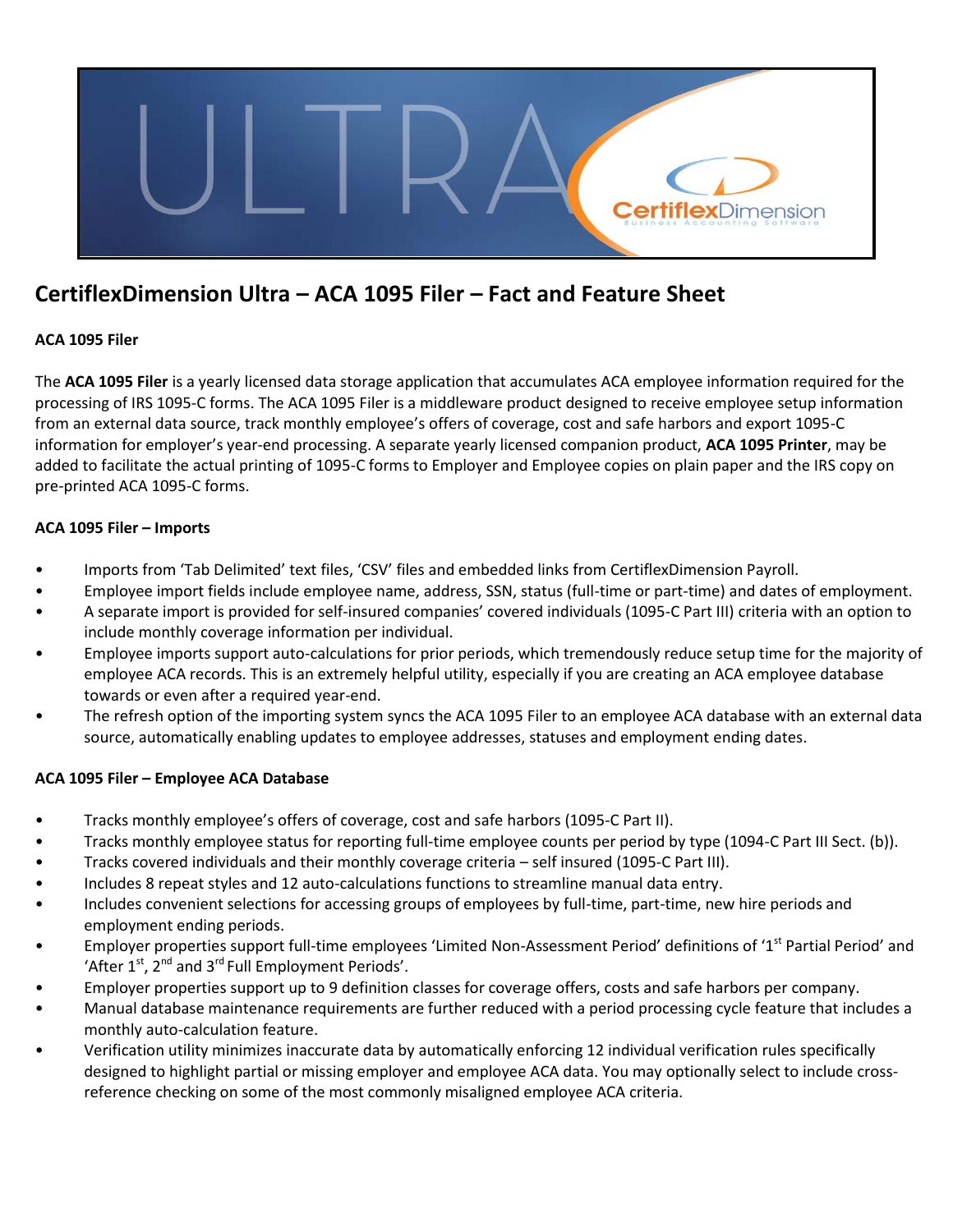# CertiflexDimension Ultra – ACA 1095 Filer – Fact and Feature Sheet

**ACA 1095 Filer**

The **ACA 1095 Filer** is a yearly licensed data storage application that accumulates ACA employee information required for the processing of IRS 1095-C forms. The ACA 1095 Filer is a middleware product designed to receive employee setup information from an external data source, track monthly employee's offers of coverage, cost and safe harbors and export 1095-C information for employer's year-end processing. A separate yearly licensed companion product, **ACA 1095 Printer**, may be added to facilitate the actual printing of 1095-C forms to Employer and Employee copies on plain paper and the IRS copy on pre-printed ACA 1095-C forms.

**ACA 1095 Filer – Imports**

- Imports from 'Tab Delimited' text files, 'CSV' files and embedded links from CertiflexDimension Payroll.
- Employee import fields include employee name, address, SSN, status (full-time or part-time) and dates of employment.
- A separate import is provided for self-insured companies' covered individuals (1095-C Part III) criteria with an option to include monthly coverage information per individual.
- Employee imports support auto-calculations for prior periods, which tremendously reduce setup time for the majority of employee ACA records. This is an extremely helpful utility, especially if you are creating an ACA employee database towards or even after a required year-end.
- The refresh option of the importing system syncs the ACA 1095 Filer to an employee ACA database with an external data source, automatically enabling updates to employee addresses, statuses and employment ending dates.

**ACA 1095 Filer – Employee ACA Database**

- Tracks monthly employee's offers of coverage, cost and safe harbors (1095-C Part II).
- Tracks monthly employee status for reporting full-time employee counts per period by type (1094-C Part III Sect. (b)).
- Tracks covered individuals and their monthly coverage criteria – self insured (1095-C Part III).
- Includes 8 repeat styles and 12 auto-calculations functions to streamline manual data entry.
- Includes convenient selections for accessing groups of employees by full-time, part-time, new hire periods and employment ending periods.
- Employer properties support full-time employees 'Limited Non-Assessment Period' definitions of '1st Partial Period' and 'After 1st, 2nd and 3rd Full Employment Periods'.
- Employer properties support up to 9 definition classes for coverage offers, costs and safe harbors per company.
- Manual database maintenance requirements are further reduced with a period processing cycle feature that includes a monthly auto-calculation feature.
- Verification utility minimizes inaccurate data by automatically enforcing 12 individual verification rules specifically designed to highlight partial or missing employer and employee ACA data. You may optionally select to include cross-reference checking on some of the most commonly misaligned employee ACA criteria.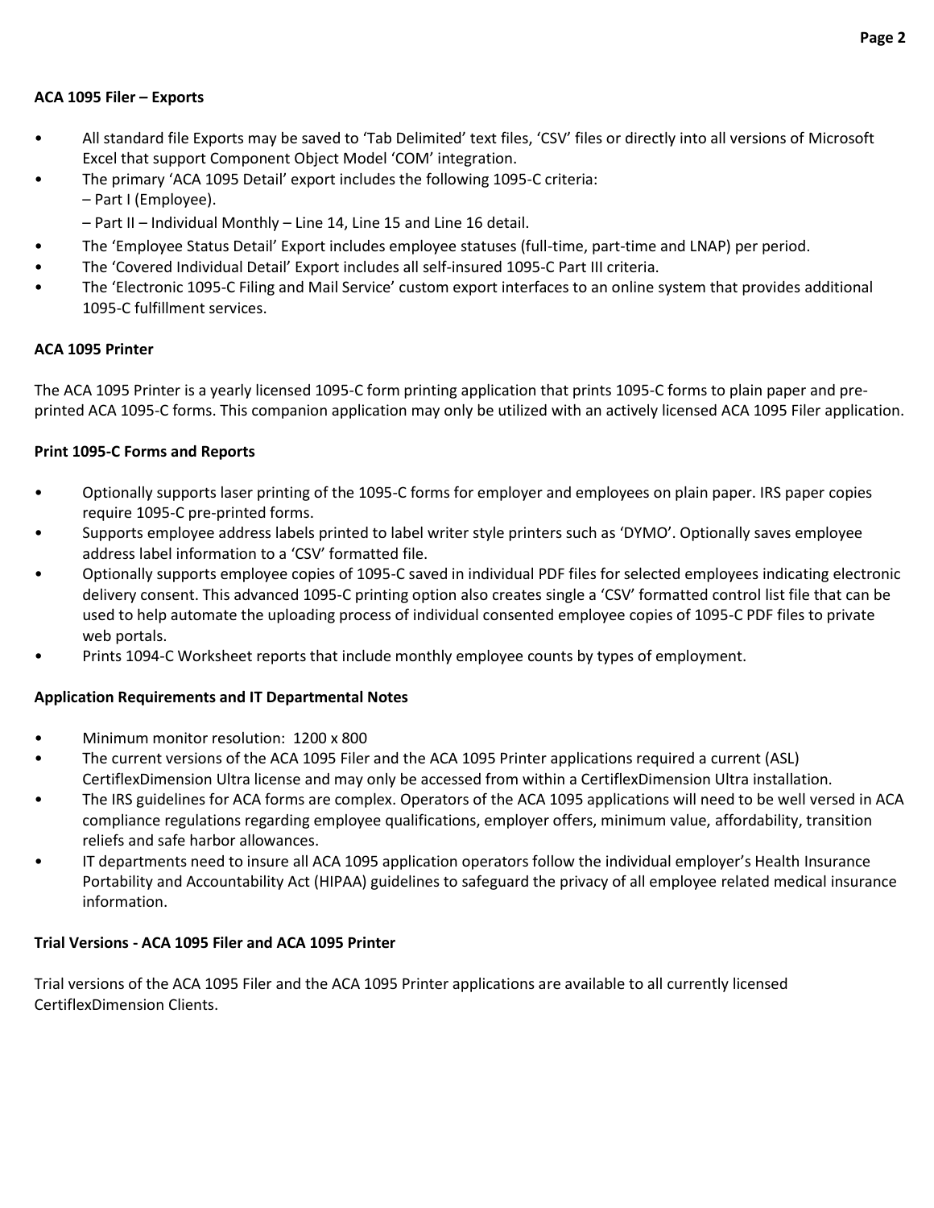**ACA 1095 Filer – Exports**

- All standard file Exports may be saved to 'Tab Delimited' text files, 'CSV' files or directly into all versions of Microsoft Excel that support Component Object Model 'COM' integration.
- The primary 'ACA 1095 Detail' export includes the following 1095-C criteria:
  – Part I (Employee).
  – Part II – Individual Monthly – Line 14, Line 15 and Line 16 detail.
- The 'Employee Status Detail' Export includes employee statuses (full-time, part-time and LNAP) per period.
- The 'Covered Individual Detail' Export includes all self-insured 1095-C Part III criteria.
- The 'Electronic 1095-C Filing and Mail Service' custom export interfaces to an online system that provides additional 1095-C fulfillment services.

**ACA 1095 Printer**

The ACA 1095 Printer is a yearly licensed 1095-C form printing application that prints 1095-C forms to plain paper and pre-printed ACA 1095-C forms. This companion application may only be utilized with an actively licensed ACA 1095 Filer application.

**Print 1095-C Forms and Reports**

- Optionally supports laser printing of the 1095-C forms for employer and employees on plain paper. IRS paper copies require 1095-C pre-printed forms.
- Supports employee address labels printed to label writer style printers such as 'DYMO'. Optionally saves employee address label information to a 'CSV' formatted file.
- Optionally supports employee copies of 1095-C saved in individual PDF files for selected employees indicating electronic delivery consent. This advanced 1095-C printing option also creates single a 'CSV' formatted control list file that can be used to help automate the uploading process of individual consented employee copies of 1095-C PDF files to private web portals.
- Prints 1094-C Worksheet reports that include monthly employee counts by types of employment.

**Application Requirements and IT Departmental Notes**

- Minimum monitor resolution: 1200 x 800
- The current versions of the ACA 1095 Filer and the ACA 1095 Printer applications required a current (ASL) CertiflexDimension Ultra license and may only be accessed from within a CertiflexDimension Ultra installation.
- The IRS guidelines for ACA forms are complex. Operators of the ACA 1095 applications will need to be well versed in ACA compliance regulations regarding employee qualifications, employer offers, minimum value, affordability, transition reliefs and safe harbor allowances.
- IT departments need to insure all ACA 1095 application operators follow the individual employer's Health Insurance Portability and Accountability Act (HIPAA) guidelines to safeguard the privacy of all employee related medical insurance information.

**Trial Versions - ACA 1095 Filer and ACA 1095 Printer**

Trial versions of the ACA 1095 Filer and the ACA 1095 Printer applications are available to all currently licensed CertiflexDimension Clients.